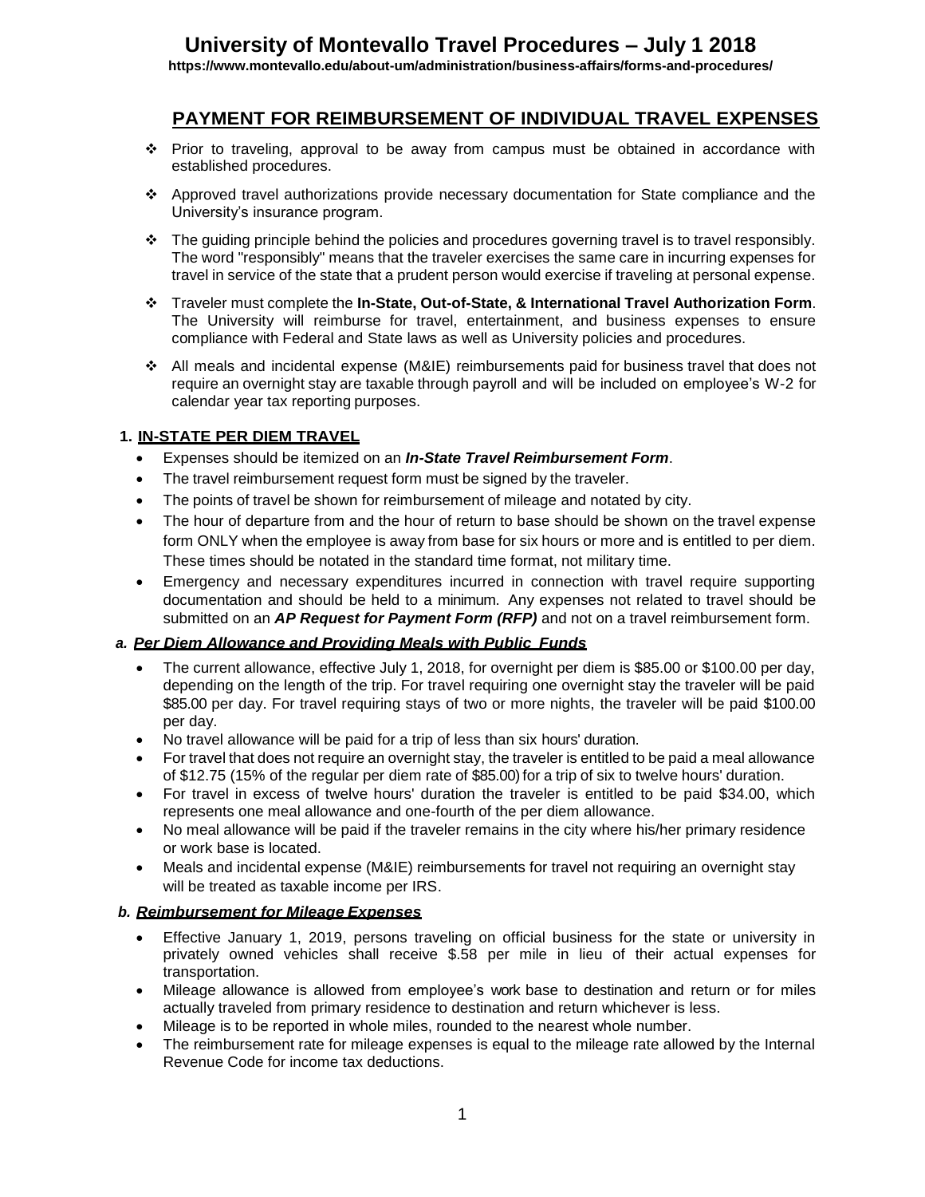# University of Montevallo Travel Procedures – July 1 2018

**https://www.montevallo.edu/about-um/administration/business-affairs/forms-and-procedures/**

## PAYMENT FOR REIMBURSEMENT OF INDIVIDUAL TRAVEL EXPENSES

- Prior to traveling, approval to be away from campus must be obtained in accordance with established procedures.
- Approved travel authorizations provide necessary documentation for State compliance and the University's insurance program.
- The guiding principle behind the policies and procedures governing travel is to travel responsibly. The word "responsibly" means that the traveler exercises the same care in incurring expenses for travel in service of the state that a prudent person would exercise if traveling at personal expense.
- Traveler must complete the **In-State, Out-of-State, & International Travel Authorization Form**. The University will reimburse for travel, entertainment, and business expenses to ensure compliance with Federal and State laws as well as University policies and procedures.
- All meals and incidental expense (M&IE) reimbursements paid for business travel that does not require an overnight stay are taxable through payroll and will be included on employee's W-2 for calendar year tax reporting purposes.

### 1. IN-STATE PER DIEM TRAVEL

- Expenses should be itemized on an ***In-State Travel Reimbursement Form***.
- The travel reimbursement request form must be signed by the traveler.
- The points of travel be shown for reimbursement of mileage and notated by city.
- The hour of departure from and the hour of return to base should be shown on the travel expense form ONLY when the employee is away from base for six hours or more and is entitled to per diem. These times should be notated in the standard time format, not military time.
- Emergency and necessary expenditures incurred in connection with travel require supporting documentation and should be held to a minimum. Any expenses not related to travel should be submitted on an ***AP Request for Payment Form (RFP)*** and not on a travel reimbursement form.

#### a. *Per Diem Allowance and Providing Meals with Public Funds*

- The current allowance, effective July 1, 2018, for overnight per diem is $85.00 or $100.00 per day, depending on the length of the trip. For travel requiring one overnight stay the traveler will be paid $85.00 per day. For travel requiring stays of two or more nights, the traveler will be paid $100.00 per day.
- No travel allowance will be paid for a trip of less than six hours' duration.
- For travel that does not require an overnight stay, the traveler is entitled to be paid a meal allowance of $12.75 (15% of the regular per diem rate of $85.00) for a trip of six to twelve hours' duration.
- For travel in excess of twelve hours' duration the traveler is entitled to be paid $34.00, which represents one meal allowance and one-fourth of the per diem allowance.
- No meal allowance will be paid if the traveler remains in the city where his/her primary residence or work base is located.
- Meals and incidental expense (M&IE) reimbursements for travel not requiring an overnight stay will be treated as taxable income per IRS.

#### b. *Reimbursement for Mileage Expenses*

- Effective January 1, 2019, persons traveling on official business for the state or university in privately owned vehicles shall receive $.58 per mile in lieu of their actual expenses for transportation.
- Mileage allowance is allowed from employee's work base to destination and return or for miles actually traveled from primary residence to destination and return whichever is less.
- Mileage is to be reported in whole miles, rounded to the nearest whole number.
- The reimbursement rate for mileage expenses is equal to the mileage rate allowed by the Internal Revenue Code for income tax deductions.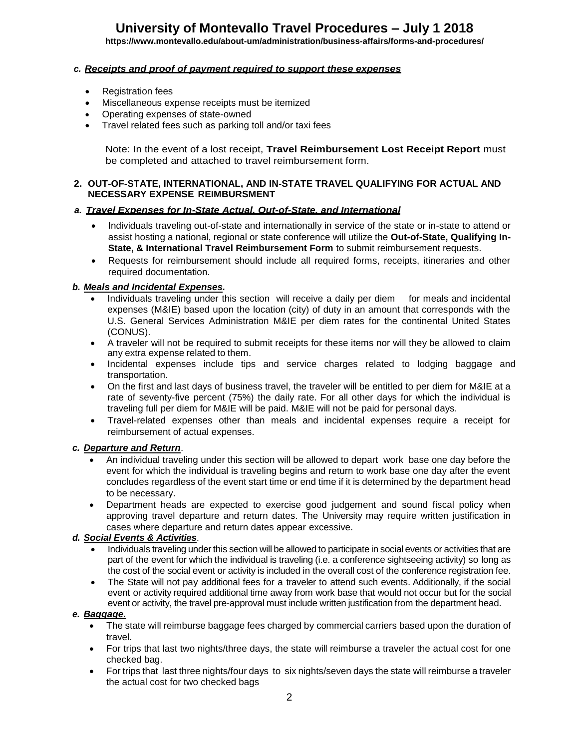*c.* ***Receipts and proof of payment required to support these expenses***

- Registration fees
- Miscellaneous expense receipts must be itemized
- Operating expenses of state-owned
- Travel related fees such as parking toll and/or taxi fees

Note: In the event of a lost receipt, **Travel Reimbursement Lost Receipt Report** must be completed and attached to travel reimbursement form.

**2. OUT-OF-STATE, INTERNATIONAL, AND IN-STATE TRAVEL QUALIFYING FOR ACTUAL AND NECESSARY EXPENSE REIMBURSMENT**

*a.* ***Travel Expenses for In-State Actual, Out-of-State, and International***

- Individuals traveling out-of-state and internationally in service of the state or in-state to attend or assist hosting a national, regional or state conference will utilize the **Out-of-State, Qualifying In-State, & International Travel Reimbursement Form** to submit reimbursement requests.
- Requests for reimbursement should include all required forms, receipts, itineraries and other required documentation.

*b.* ***Meals and Incidental Expenses.***

- Individuals traveling under this section will receive a daily per diem for meals and incidental expenses (M&IE) based upon the location (city) of duty in an amount that corresponds with the U.S. General Services Administration M&IE per diem rates for the continental United States (CONUS).
- A traveler will not be required to submit receipts for these items nor will they be allowed to claim any extra expense related to them.
- Incidental expenses include tips and service charges related to lodging baggage and transportation.
- On the first and last days of business travel, the traveler will be entitled to per diem for M&IE at a rate of seventy-five percent (75%) the daily rate. For all other days for which the individual is traveling full per diem for M&IE will be paid. M&IE will not be paid for personal days.
- Travel-related expenses other than meals and incidental expenses require a receipt for reimbursement of actual expenses.

*c.* ***Departure and Return***.

- An individual traveling under this section will be allowed to depart work base one day before the event for which the individual is traveling begins and return to work base one day after the event concludes regardless of the event start time or end time if it is determined by the department head to be necessary.
- Department heads are expected to exercise good judgement and sound fiscal policy when approving travel departure and return dates. The University may require written justification in cases where departure and return dates appear excessive.

*d.* ***Social Events & Activities***.

- Individuals traveling under this section will be allowed to participate in social events or activities that are part of the event for which the individual is traveling (i.e. a conference sightseeing activity) so long as the cost of the social event or activity is included in the overall cost of the conference registration fee.
- The State will not pay additional fees for a traveler to attend such events. Additionally, if the social event or activity required additional time away from work base that would not occur but for the social event or activity, the travel pre-approval must include written justification from the department head.

*e.* ***Baggage.***

- The state will reimburse baggage fees charged by commercial carriers based upon the duration of travel.
- For trips that last two nights/three days, the state will reimburse a traveler the actual cost for one checked bag.
- For trips that last three nights/four days to six nights/seven days the state will reimburse a traveler the actual cost for two checked bags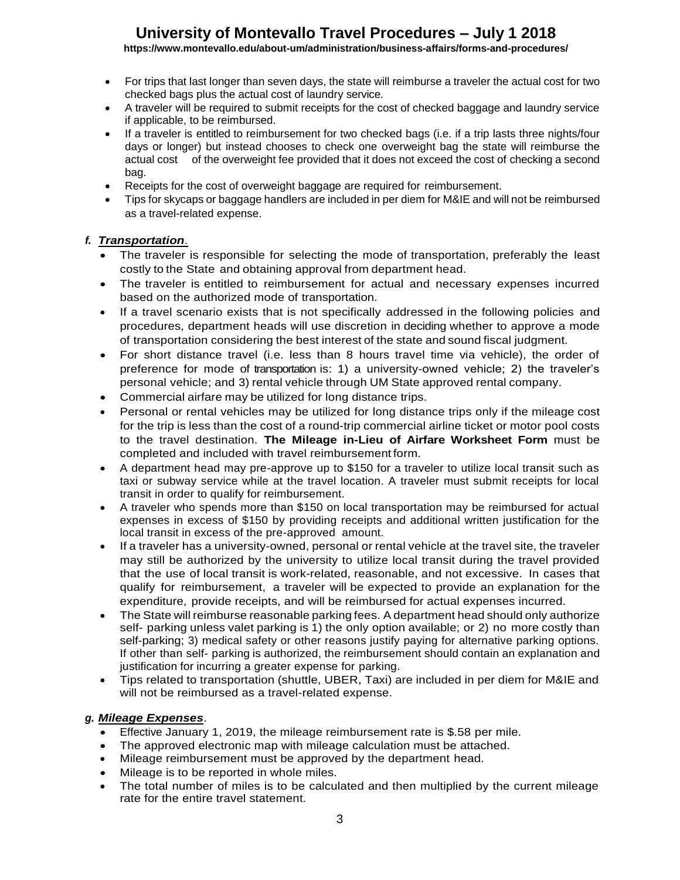- For trips that last longer than seven days, the state will reimburse a traveler the actual cost for two checked bags plus the actual cost of laundry service.
- A traveler will be required to submit receipts for the cost of checked baggage and laundry service if applicable, to be reimbursed.
- If a traveler is entitled to reimbursement for two checked bags (i.e. if a trip lasts three nights/four days or longer) but instead chooses to check one overweight bag the state will reimburse the actual cost of the overweight fee provided that it does not exceed the cost of checking a second bag.
- Receipts for the cost of overweight baggage are required for reimbursement.
- Tips for skycaps or baggage handlers are included in per diem for M&IE and will not be reimbursed as a travel-related expense.

### f. ***Transportation***.

- The traveler is responsible for selecting the mode of transportation, preferably the least costly to the State and obtaining approval from department head.
- The traveler is entitled to reimbursement for actual and necessary expenses incurred based on the authorized mode of transportation.
- If a travel scenario exists that is not specifically addressed in the following policies and procedures, department heads will use discretion in deciding whether to approve a mode of transportation considering the best interest of the state and sound fiscal judgment.
- For short distance travel (i.e. less than 8 hours travel time via vehicle), the order of preference for mode of transportation is: 1) a university-owned vehicle; 2) the traveler's personal vehicle; and 3) rental vehicle through UM State approved rental company.
- Commercial airfare may be utilized for long distance trips.
- Personal or rental vehicles may be utilized for long distance trips only if the mileage cost for the trip is less than the cost of a round-trip commercial airline ticket or motor pool costs to the travel destination. **The Mileage in-Lieu of Airfare Worksheet Form** must be completed and included with travel reimbursement form.
- A department head may pre-approve up to $150 for a traveler to utilize local transit such as taxi or subway service while at the travel location. A traveler must submit receipts for local transit in order to qualify for reimbursement.
- A traveler who spends more than $150 on local transportation may be reimbursed for actual expenses in excess of $150 by providing receipts and additional written justification for the local transit in excess of the pre-approved amount.
- If a traveler has a university-owned, personal or rental vehicle at the travel site, the traveler may still be authorized by the university to utilize local transit during the travel provided that the use of local transit is work-related, reasonable, and not excessive. In cases that qualify for reimbursement, a traveler will be expected to provide an explanation for the expenditure, provide receipts, and will be reimbursed for actual expenses incurred.
- The State will reimburse reasonable parking fees. A department head should only authorize self- parking unless valet parking is 1) the only option available; or 2) no more costly than self-parking; 3) medical safety or other reasons justify paying for alternative parking options. If other than self- parking is authorized, the reimbursement should contain an explanation and justification for incurring a greater expense for parking.
- Tips related to transportation (shuttle, UBER, Taxi) are included in per diem for M&IE and will not be reimbursed as a travel-related expense.

### g. ***Mileage Expenses***.

- Effective January 1, 2019, the mileage reimbursement rate is $.58 per mile.
- The approved electronic map with mileage calculation must be attached.
- Mileage reimbursement must be approved by the department head.
- Mileage is to be reported in whole miles.
- The total number of miles is to be calculated and then multiplied by the current mileage rate for the entire travel statement.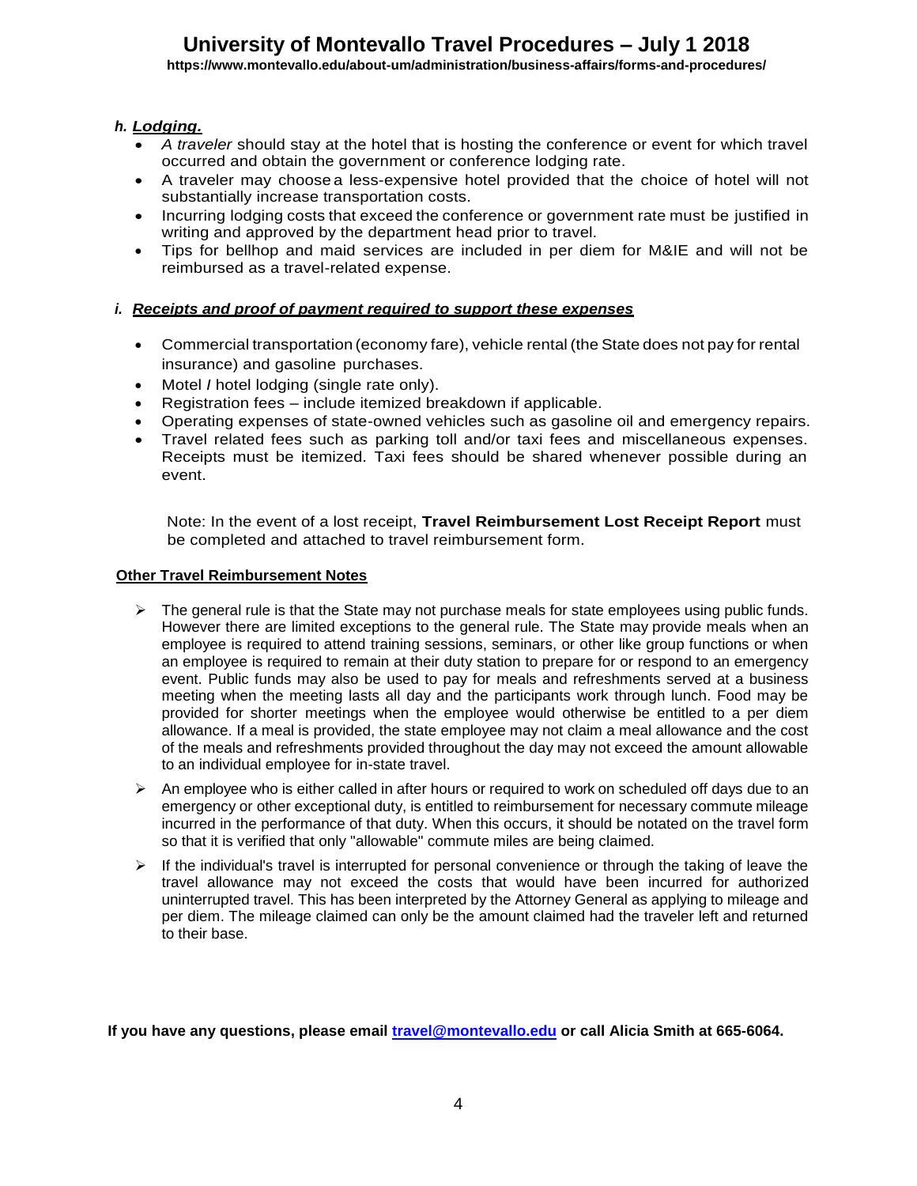***h. Lodging.***

- *A traveler* should stay at the hotel that is hosting the conference or event for which travel occurred and obtain the government or conference lodging rate.
- A traveler may choose a less-expensive hotel provided that the choice of hotel will not substantially increase transportation costs.
- Incurring lodging costs that exceed the conference or government rate must be justified in writing and approved by the department head prior to travel.
- Tips for bellhop and maid services are included in per diem for M&IE and will not be reimbursed as a travel-related expense.

***i. Receipts and proof of payment required to support these expenses***

- Commercial transportation (economy fare), vehicle rental (the State does not pay for rental insurance) and gasoline purchases.
- Motel / hotel lodging (single rate only).
- Registration fees – include itemized breakdown if applicable.
- Operating expenses of state-owned vehicles such as gasoline oil and emergency repairs.
- Travel related fees such as parking toll and/or taxi fees and miscellaneous expenses. Receipts must be itemized. Taxi fees should be shared whenever possible during an event.

Note: In the event of a lost receipt, **Travel Reimbursement Lost Receipt Report** must be completed and attached to travel reimbursement form.

**Other Travel Reimbursement Notes**

- The general rule is that the State may not purchase meals for state employees using public funds. However there are limited exceptions to the general rule. The State may provide meals when an employee is required to attend training sessions, seminars, or other like group functions or when an employee is required to remain at their duty station to prepare for or respond to an emergency event. Public funds may also be used to pay for meals and refreshments served at a business meeting when the meeting lasts all day and the participants work through lunch. Food may be provided for shorter meetings when the employee would otherwise be entitled to a per diem allowance. If a meal is provided, the state employee may not claim a meal allowance and the cost of the meals and refreshments provided throughout the day may not exceed the amount allowable to an individual employee for in-state travel.
- An employee who is either called in after hours or required to work on scheduled off days due to an emergency or other exceptional duty, is entitled to reimbursement for necessary commute mileage incurred in the performance of that duty. When this occurs, it should be notated on the travel form so that it is verified that only "allowable" commute miles are being claimed.
- If the individual's travel is interrupted for personal convenience or through the taking of leave the travel allowance may not exceed the costs that would have been incurred for authorized uninterrupted travel. This has been interpreted by the Attorney General as applying to mileage and per diem. The mileage claimed can only be the amount claimed had the traveler left and returned to their base.

**If you have any questions, please email [travel@montevallo.edu](mailto:travel@montevallo.edu) or call Alicia Smith at 665-6064.**